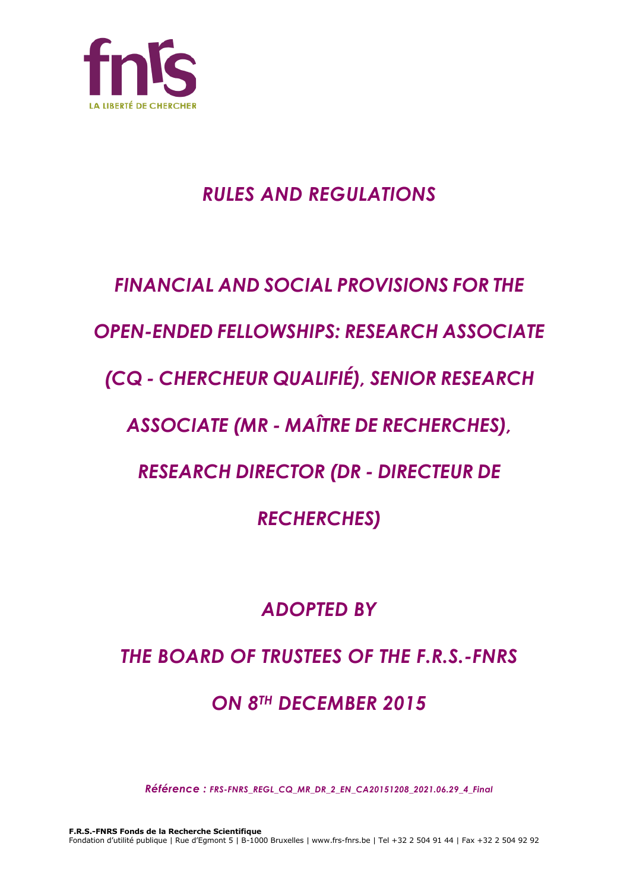fnrs
LA LIBERTÉ DE CHERCHER

# *RULES AND REGULATIONS*

# *FINANCIAL AND SOCIAL PROVISIONS FOR THE OPEN-ENDED FELLOWSHIPS: RESEARCH ASSOCIATE (CQ - CHERCHEUR QUALIFIÉ), SENIOR RESEARCH ASSOCIATE (MR - MAÎTRE DE RECHERCHES), RESEARCH DIRECTOR (DR - DIRECTEUR DE RECHERCHES)*

## *ADOPTED BY*

## *THE BOARD OF TRUSTEES OF THE F.R.S.-FNRS*

## *ON 8TH DECEMBER 2015*

*Référence : FRS-FNRS_REGL_CQ_MR_DR_2_EN_CA20151208_2021.06.29_4_Final*

**F.R.S.-FNRS Fonds de la Recherche Scientifique**
Fondation d'utilité publique | Rue d'Egmont 5 | B-1000 Bruxelles | www.frs-fnrs.be | Tel +32 2 504 91 44 | Fax +32 2 504 92 92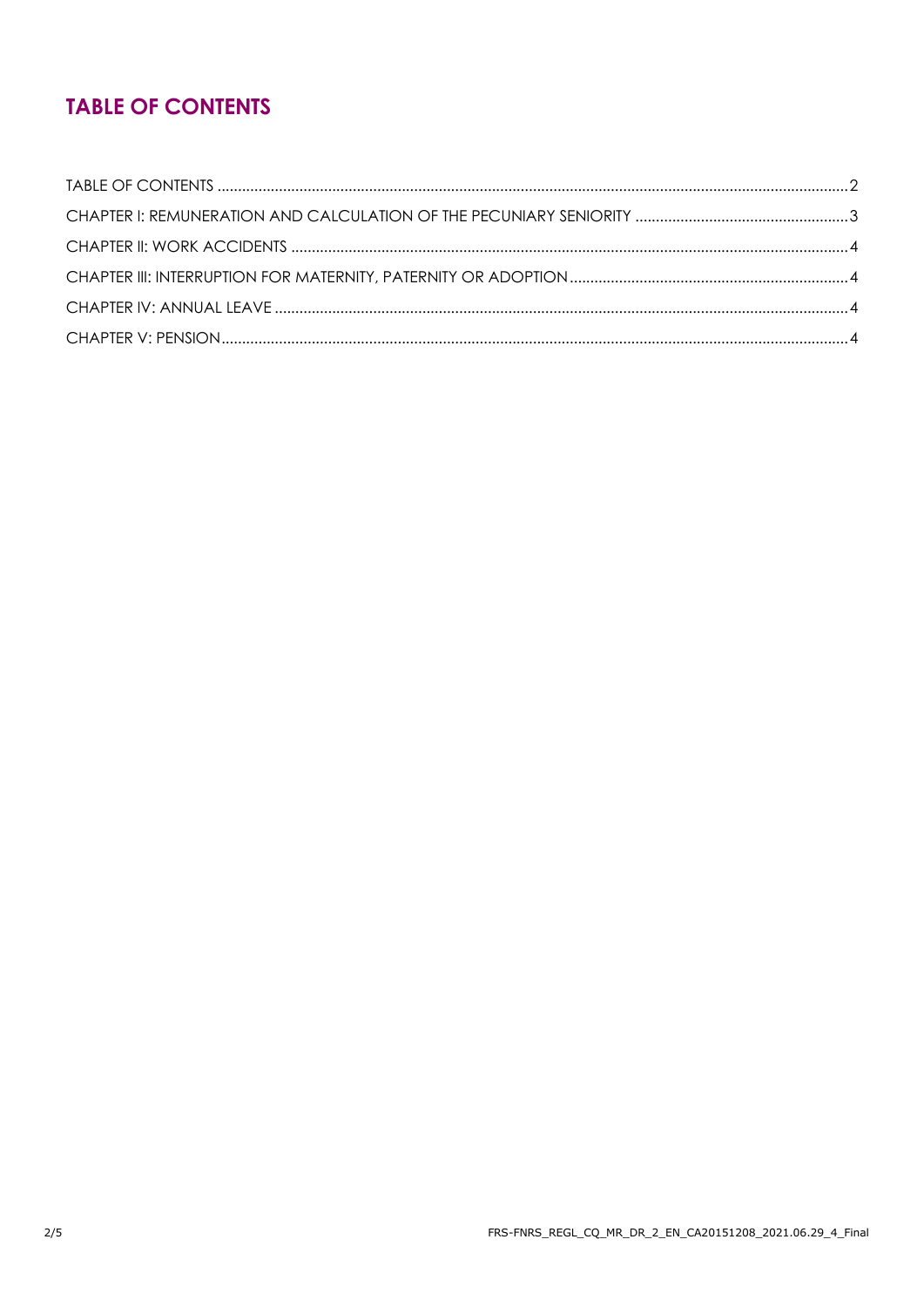# TABLE OF CONTENTS

TABLE OF CONTENTS ........................................................................................................................................................2

CHAPTER I: REMUNERATION AND CALCULATION OF THE PECUNIARY SENIORITY ....................................................3

CHAPTER II: WORK ACCIDENTS .......................................................................................................................................4

CHAPTER III: INTERRUPTION FOR MATERNITY, PATERNITY OR ADOPTION ...................................................................4

CHAPTER IV: ANNUAL LEAVE ...........................................................................................................................................4

CHAPTER V: PENSION........................................................................................................................................................4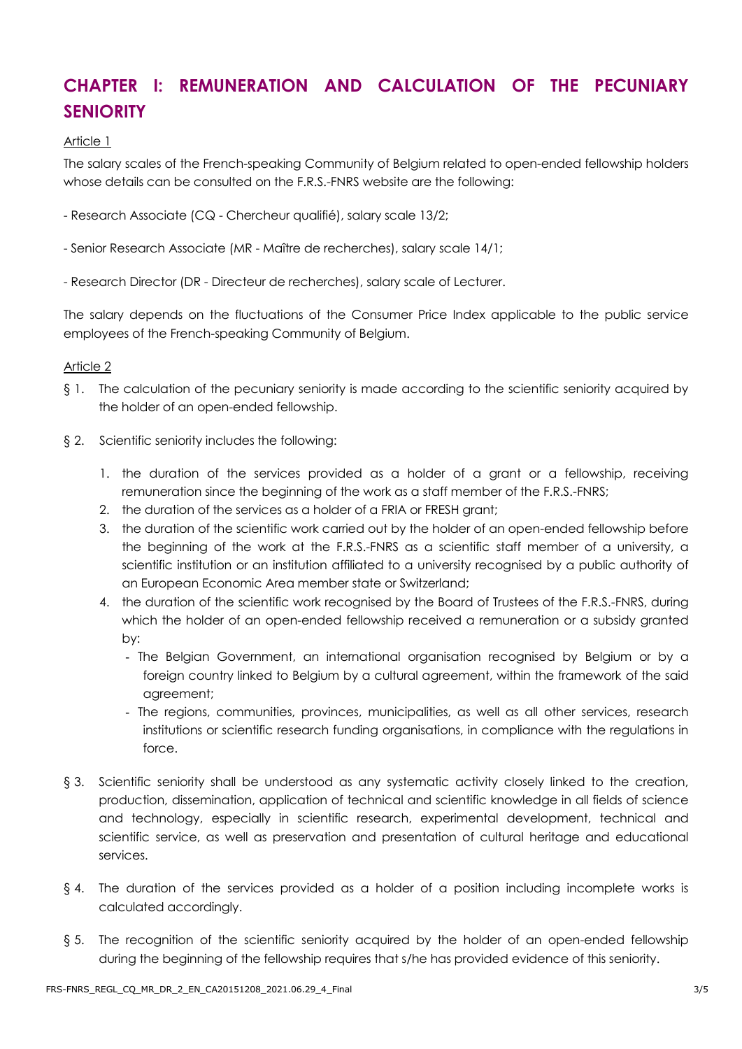# CHAPTER I: REMUNERATION AND CALCULATION OF THE PECUNIARY SENIORITY

Article 1

The salary scales of the French-speaking Community of Belgium related to open-ended fellowship holders whose details can be consulted on the F.R.S.-FNRS website are the following:

- Research Associate (CQ - Chercheur qualifié), salary scale 13/2;

- Senior Research Associate (MR - Maître de recherches), salary scale 14/1;

- Research Director (DR - Directeur de recherches), salary scale of Lecturer.

The salary depends on the fluctuations of the Consumer Price Index applicable to the public service employees of the French-speaking Community of Belgium.

Article 2

§ 1. The calculation of the pecuniary seniority is made according to the scientific seniority acquired by the holder of an open-ended fellowship.

§ 2. Scientific seniority includes the following:

1. the duration of the services provided as a holder of a grant or a fellowship, receiving remuneration since the beginning of the work as a staff member of the F.R.S.-FNRS;
2. the duration of the services as a holder of a FRIA or FRESH grant;
3. the duration of the scientific work carried out by the holder of an open-ended fellowship before the beginning of the work at the F.R.S.-FNRS as a scientific staff member of a university, a scientific institution or an institution affiliated to a university recognised by a public authority of an European Economic Area member state or Switzerland;
4. the duration of the scientific work recognised by the Board of Trustees of the F.R.S.-FNRS, during which the holder of an open-ended fellowship received a remuneration or a subsidy granted by:
   - The Belgian Government, an international organisation recognised by Belgium or by a foreign country linked to Belgium by a cultural agreement, within the framework of the said agreement;
   - The regions, communities, provinces, municipalities, as well as all other services, research institutions or scientific research funding organisations, in compliance with the regulations in force.

§ 3. Scientific seniority shall be understood as any systematic activity closely linked to the creation, production, dissemination, application of technical and scientific knowledge in all fields of science and technology, especially in scientific research, experimental development, technical and scientific service, as well as preservation and presentation of cultural heritage and educational services.

§ 4. The duration of the services provided as a holder of a position including incomplete works is calculated accordingly.

§ 5. The recognition of the scientific seniority acquired by the holder of an open-ended fellowship during the beginning of the fellowship requires that s/he has provided evidence of this seniority.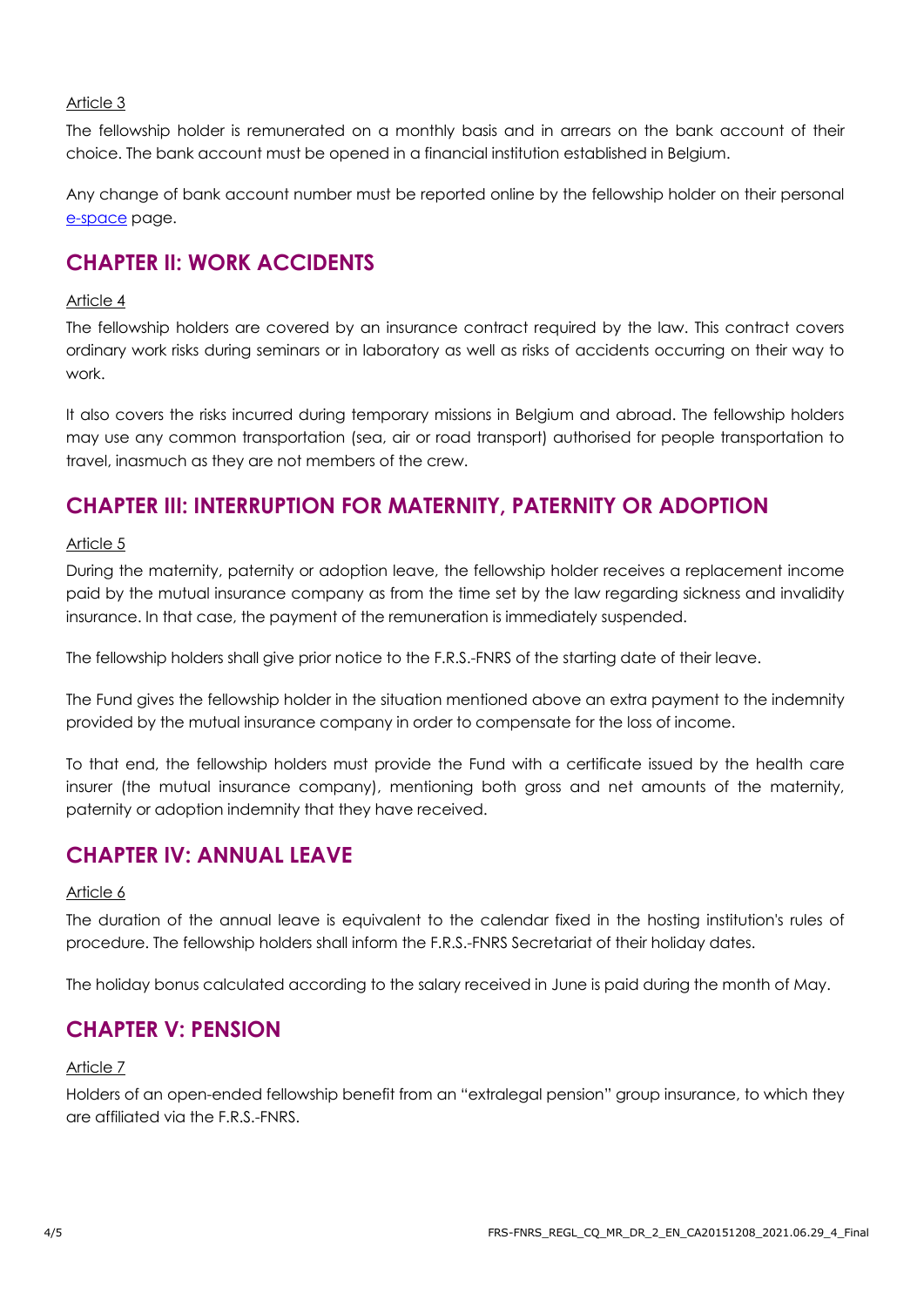Article 3

The fellowship holder is remunerated on a monthly basis and in arrears on the bank account of their choice. The bank account must be opened in a financial institution established in Belgium.

Any change of bank account number must be reported online by the fellowship holder on their personal e-space page.

## CHAPTER II: WORK ACCIDENTS

Article 4

The fellowship holders are covered by an insurance contract required by the law. This contract covers ordinary work risks during seminars or in laboratory as well as risks of accidents occurring on their way to work.

It also covers the risks incurred during temporary missions in Belgium and abroad. The fellowship holders may use any common transportation (sea, air or road transport) authorised for people transportation to travel, inasmuch as they are not members of the crew.

## CHAPTER III: INTERRUPTION FOR MATERNITY, PATERNITY OR ADOPTION

Article 5

During the maternity, paternity or adoption leave, the fellowship holder receives a replacement income paid by the mutual insurance company as from the time set by the law regarding sickness and invalidity insurance. In that case, the payment of the remuneration is immediately suspended.

The fellowship holders shall give prior notice to the F.R.S.-FNRS of the starting date of their leave.

The Fund gives the fellowship holder in the situation mentioned above an extra payment to the indemnity provided by the mutual insurance company in order to compensate for the loss of income.

To that end, the fellowship holders must provide the Fund with a certificate issued by the health care insurer (the mutual insurance company), mentioning both gross and net amounts of the maternity, paternity or adoption indemnity that they have received.

## CHAPTER IV: ANNUAL LEAVE

Article 6

The duration of the annual leave is equivalent to the calendar fixed in the hosting institution's rules of procedure. The fellowship holders shall inform the F.R.S.-FNRS Secretariat of their holiday dates.

The holiday bonus calculated according to the salary received in June is paid during the month of May.

## CHAPTER V: PENSION

Article 7

Holders of an open-ended fellowship benefit from an "extralegal pension" group insurance, to which they are affiliated via the F.R.S.-FNRS.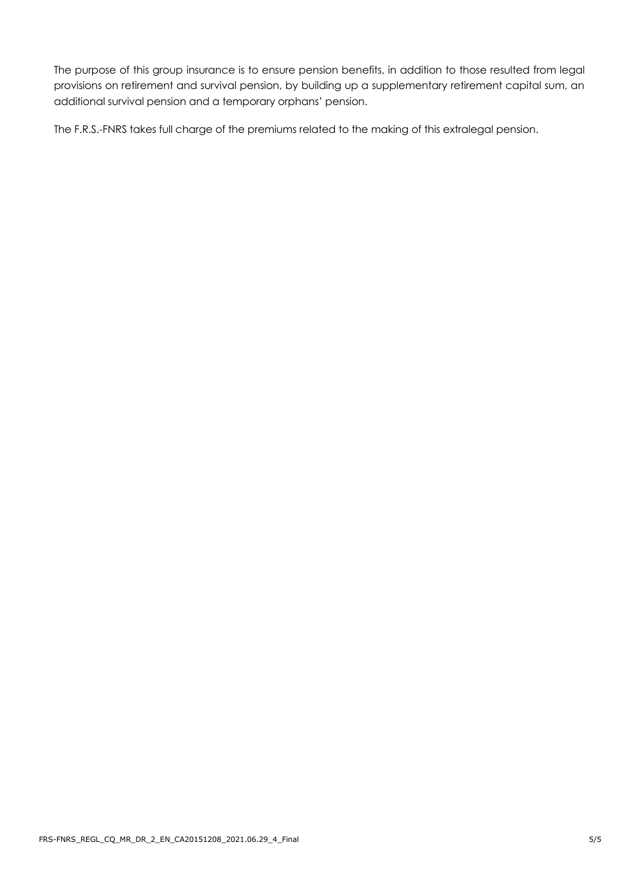The purpose of this group insurance is to ensure pension benefits, in addition to those resulted from legal provisions on retirement and survival pension, by building up a supplementary retirement capital sum, an additional survival pension and a temporary orphans' pension.

The F.R.S.-FNRS takes full charge of the premiums related to the making of this extralegal pension.